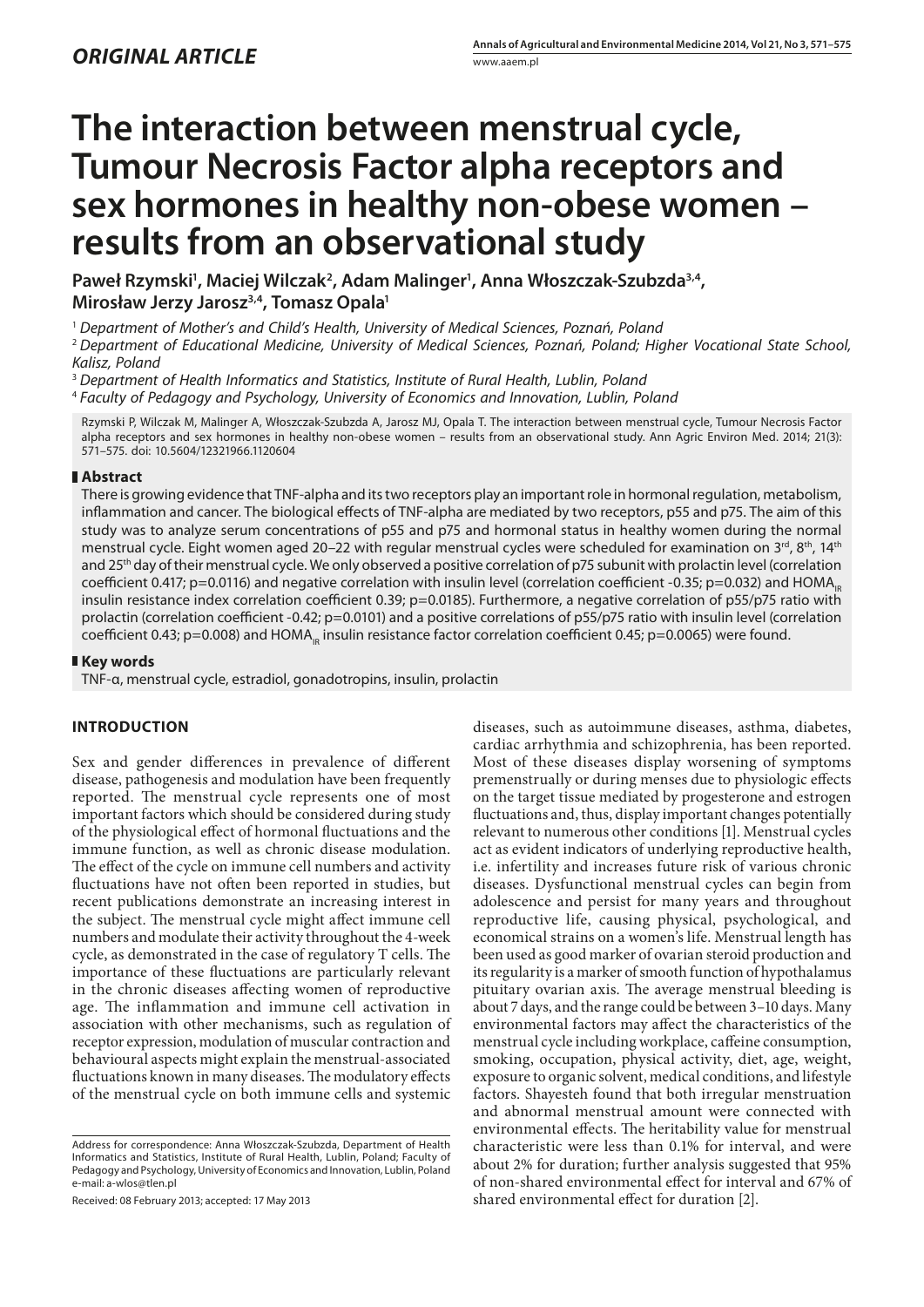## *ORIGINAL ARTICLE*

# The interaction between menstrual cycle, Tumour Necrosis Factor alpha receptors and sex hormones in healthy non-obese women – results from an observational study

**Paweł Rzymski[1], Maciej Wilczak[2], Adam Malinger[1], Anna Włoszczak-Szubzda[3,4], Mirosław Jerzy Jarosz[3,4], Tomasz Opala[1]**

[1] *Department of Mother's and Child's Health, University of Medical Sciences, Poznań, Poland*
[2] *Department of Educational Medicine, University of Medical Sciences, Poznań, Poland; Higher Vocational State School, Kalisz, Poland*
[3] *Department of Health Informatics and Statistics, Institute of Rural Health, Lublin, Poland*
[4] *Faculty of Pedagogy and Psychology, University of Economics and Innovation, Lublin, Poland*

Rzymski P, Wilczak M, Malinger A, Włoszczak-Szubzda A, Jarosz MJ, Opala T. The interaction between menstrual cycle, Tumour Necrosis Factor alpha receptors and sex hormones in healthy non-obese women – results from an observational study. Ann Agric Environ Med. 2014; 21(3): 571–575. doi: 10.5604/12321966.1120604

## Abstract

There is growing evidence that TNF-alpha and its two receptors play an important role in hormonal regulation, metabolism, inflammation and cancer. The biological effects of TNF-alpha are mediated by two receptors, p55 and p75. The aim of this study was to analyze serum concentrations of p55 and p75 and hormonal status in healthy women during the normal menstrual cycle. Eight women aged 20–22 with regular menstrual cycles were scheduled for examination on 3rd, 8th, 14th and 25th day of their menstrual cycle. We only observed a positive correlation of p75 subunit with prolactin level (correlation coefficient 0.417; p=0.0116) and negative correlation with insulin level (correlation coefficient -0.35; p=0.032) and $HOMA_{IR}$ insulin resistance index correlation coefficient 0.39; p=0.0185). Furthermore, a negative correlation of p55/p75 ratio with prolactin (correlation coefficient -0.42; p=0.0101) and a positive correlations of p55/p75 ratio with insulin level (correlation coefficient 0.43; p=0.008) and $HOMA_{IR}$ insulin resistance factor correlation coefficient 0.45; p=0.0065) were found.

## Key words

TNF-α, menstrual cycle, estradiol, gonadotropins, insulin, prolactin

## INTRODUCTION

Sex and gender differences in prevalence of different disease, pathogenesis and modulation have been frequently reported. The menstrual cycle represents one of most important factors which should be considered during study of the physiological effect of hormonal fluctuations and the immune function, as well as chronic disease modulation. The effect of the cycle on immune cell numbers and activity fluctuations have not often been reported in studies, but recent publications demonstrate an increasing interest in the subject. The menstrual cycle might affect immune cell numbers and modulate their activity throughout the 4-week cycle, as demonstrated in the case of regulatory T cells. The importance of these fluctuations are particularly relevant in the chronic diseases affecting women of reproductive age. The inflammation and immune cell activation in association with other mechanisms, such as regulation of receptor expression, modulation of muscular contraction and behavioural aspects might explain the menstrual-associated fluctuations known in many diseases. The modulatory effects of the menstrual cycle on both immune cells and systemic diseases, such as autoimmune diseases, asthma, diabetes, cardiac arrhythmia and schizophrenia, has been reported. Most of these diseases display worsening of symptoms premenstrually or during menses due to physiologic effects on the target tissue mediated by progesterone and estrogen fluctuations and, thus, display important changes potentially relevant to numerous other conditions [1]. Menstrual cycles act as evident indicators of underlying reproductive health, i.e. infertility and increases future risk of various chronic diseases. Dysfunctional menstrual cycles can begin from adolescence and persist for many years and throughout reproductive life, causing physical, psychological, and economical strains on a women's life. Menstrual length has been used as good marker of ovarian steroid production and its regularity is a marker of smooth function of hypothalamus pituitary ovarian axis. The average menstrual bleeding is about 7 days, and the range could be between 3–10 days. Many environmental factors may affect the characteristics of the menstrual cycle including workplace, caffeine consumption, smoking, occupation, physical activity, diet, age, weight, exposure to organic solvent, medical conditions, and lifestyle factors. Shayesteh found that both irregular menstruation and abnormal menstrual amount were connected with environmental effects. The heritability value for menstrual characteristic were less than 0.1% for interval, and were about 2% for duration; further analysis suggested that 95% of non-shared environmental effect for interval and 67% of shared environmental effect for duration [2].

Address for correspondence: Anna Włoszczak-Szubzda, Department of Health Informatics and Statistics, Institute of Rural Health, Lublin, Poland; Faculty of Pedagogy and Psychology, University of Economics and Innovation, Lublin, Poland
e-mail: a-wlos@tlen.pl

Received: 08 February 2013; accepted: 17 May 2013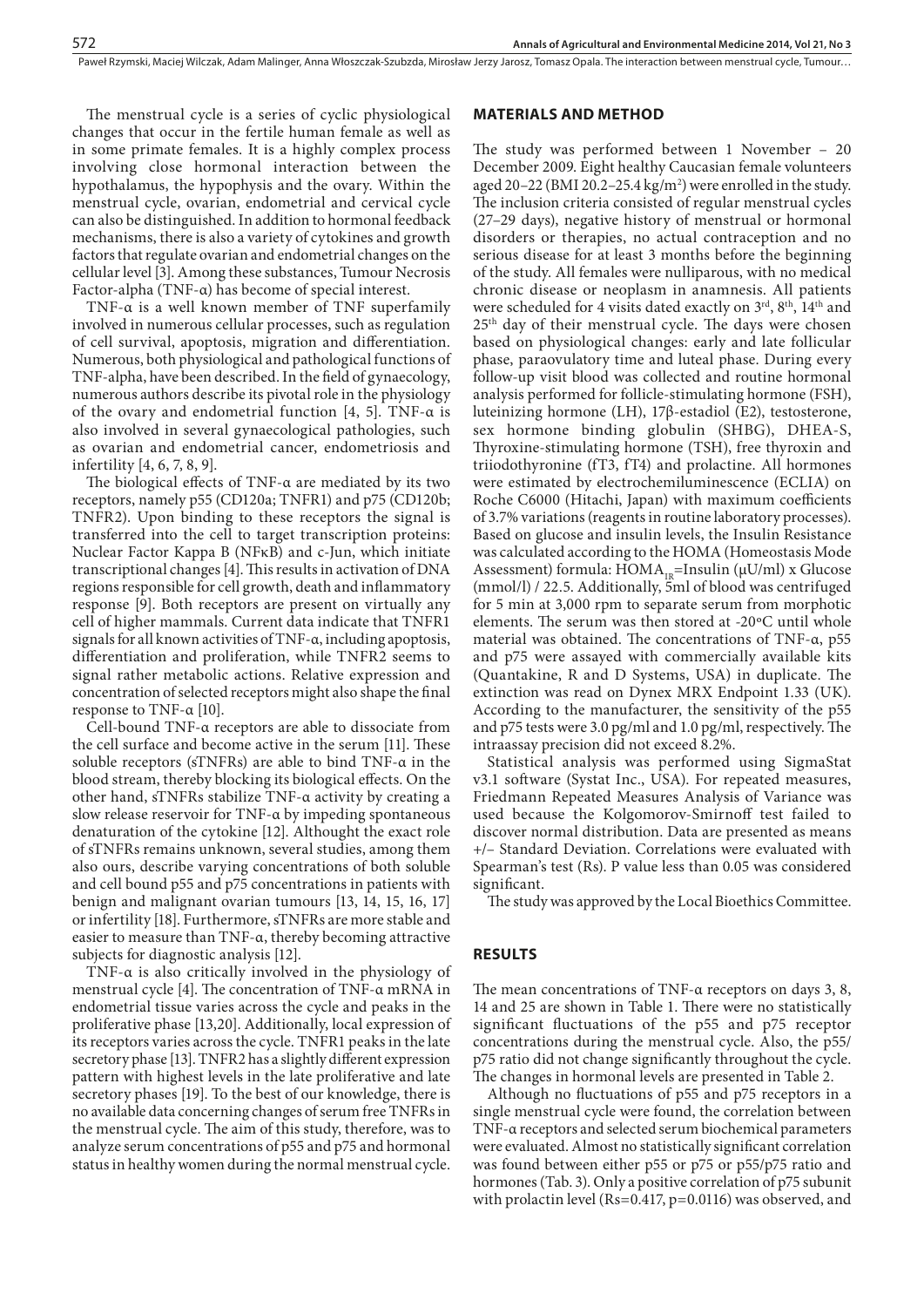The menstrual cycle is a series of cyclic physiological changes that occur in the fertile human female as well as in some primate females. It is a highly complex process involving close hormonal interaction between the hypothalamus, the hypophysis and the ovary. Within the menstrual cycle, ovarian, endometrial and cervical cycle can also be distinguished. In addition to hormonal feedback mechanisms, there is also a variety of cytokines and growth factors that regulate ovarian and endometrial changes on the cellular level [3]. Among these substances, Tumour Necrosis Factor-alpha (TNF-α) has become of special interest.

TNF-α is a well known member of TNF superfamily involved in numerous cellular processes, such as regulation of cell survival, apoptosis, migration and differentiation. Numerous, both physiological and pathological functions of TNF-alpha, have been described. In the field of gynaecology, numerous authors describe its pivotal role in the physiology of the ovary and endometrial function [4, 5]. TNF-α is also involved in several gynaecological pathologies, such as ovarian and endometrial cancer, endometriosis and infertility [4, 6, 7, 8, 9].

The biological effects of TNF-α are mediated by its two receptors, namely p55 (CD120a; TNFR1) and p75 (CD120b; TNFR2). Upon binding to these receptors the signal is transferred into the cell to target transcription proteins: Nuclear Factor Kappa B (NFκB) and c-Jun, which initiate transcriptional changes [4]. This results in activation of DNA regions responsible for cell growth, death and inflammatory response [9]. Both receptors are present on virtually any cell of higher mammals. Current data indicate that TNFR1 signals for all known activities of TNF-α, including apoptosis, differentiation and proliferation, while TNFR2 seems to signal rather metabolic actions. Relative expression and concentration of selected receptors might also shape the final response to TNF-α [10].

Cell-bound TNF-α receptors are able to dissociate from the cell surface and become active in the serum [11]. These soluble receptors (sTNFRs) are able to bind TNF-α in the blood stream, thereby blocking its biological effects. On the other hand, sTNFRs stabilize TNF-α activity by creating a slow release reservoir for TNF-α by impeding spontaneous denaturation of the cytokine [12]. Althought the exact role of sTNFRs remains unknown, several studies, among them also ours, describe varying concentrations of both soluble and cell bound p55 and p75 concentrations in patients with benign and malignant ovarian tumours [13, 14, 15, 16, 17] or infertility [18]. Furthermore, sTNFRs are more stable and easier to measure than TNF-α, thereby becoming attractive subjects for diagnostic analysis [12].

TNF-α is also critically involved in the physiology of menstrual cycle [4]. The concentration of TNF-α mRNA in endometrial tissue varies across the cycle and peaks in the proliferative phase [13,20]. Additionally, local expression of its receptors varies across the cycle. TNFR1 peaks in the late secretory phase [13]. TNFR2 has a slightly different expression pattern with highest levels in the late proliferative and late secretory phases [19]. To the best of our knowledge, there is no available data concerning changes of serum free TNFRs in the menstrual cycle. The aim of this study, therefore, was to analyze serum concentrations of p55 and p75 and hormonal status in healthy women during the normal menstrual cycle.

## MATERIALS AND METHOD

The study was performed between 1 November – 20 December 2009. Eight healthy Caucasian female volunteers aged 20–22 (BMI 20.2–25.4 kg/m$^2$) were enrolled in the study. The inclusion criteria consisted of regular menstrual cycles (27–29 days), negative history of menstrual or hormonal disorders or therapies, no actual contraception and no serious disease for at least 3 months before the beginning of the study. All females were nulliparous, with no medical chronic disease or neoplasm in anamnesis. All patients were scheduled for 4 visits dated exactly on 3$^{rd}$, 8$^{th}$, 14$^{th}$ and 25$^{th}$ day of their menstrual cycle. The days were chosen based on physiological changes: early and late follicular phase, paraovulatory time and luteal phase. During every follow-up visit blood was collected and routine hormonal analysis performed for follicle-stimulating hormone (FSH), luteinizing hormone (LH), 17β-estadiol (E2), testosterone, sex hormone binding globulin (SHBG), DHEA-S, Thyroxine-stimulating hormone (TSH), free thyroxin and triiodothyronine (fT3, fT4) and prolactine. All hormones were estimated by electrochemiluminescence (ECLIA) on Roche C6000 (Hitachi, Japan) with maximum coefficients of 3.7% variations (reagents in routine laboratory processes). Based on glucose and insulin levels, the Insulin Resistance was calculated according to the HOMA (Homeostasis Mode Assessment) formula: $HOMA_{IR}$=Insulin (μU/ml) x Glucose (mmol/l) / 22.5. Additionally, 5ml of blood was centrifuged for 5 min at 3,000 rpm to separate serum from morphotic elements. The serum was then stored at -20°C until whole material was obtained. The concentrations of TNF-α, p55 and p75 were assayed with commercially available kits (Quantakine, R and D Systems, USA) in duplicate. The extinction was read on Dynex MRX Endpoint 1.33 (UK). According to the manufacturer, the sensitivity of the p55 and p75 tests were 3.0 pg/ml and 1.0 pg/ml, respectively. The intraassay precision did not exceed 8.2%.

Statistical analysis was performed using SigmaStat v3.1 software (Systat Inc., USA). For repeated measures, Friedmann Repeated Measures Analysis of Variance was used because the Kolgomorov-Smirnoff test failed to discover normal distribution. Data are presented as means +/– Standard Deviation. Correlations were evaluated with Spearman's test (Rs). P value less than 0.05 was considered significant.

The study was approved by the Local Bioethics Committee.

## RESULTS

The mean concentrations of TNF-α receptors on days 3, 8, 14 and 25 are shown in Table 1. There were no statistically significant fluctuations of the p55 and p75 receptor concentrations during the menstrual cycle. Also, the p55/p75 ratio did not change significantly throughout the cycle. The changes in hormonal levels are presented in Table 2.

Although no fluctuations of p55 and p75 receptors in a single menstrual cycle were found, the correlation between TNF-α receptors and selected serum biochemical parameters were evaluated. Almost no statistically significant correlation was found between either p55 or p75 or p55/p75 ratio and hormones (Tab. 3). Only a positive correlation of p75 subunit with prolactin level (Rs=0.417, p=0.0116) was observed, and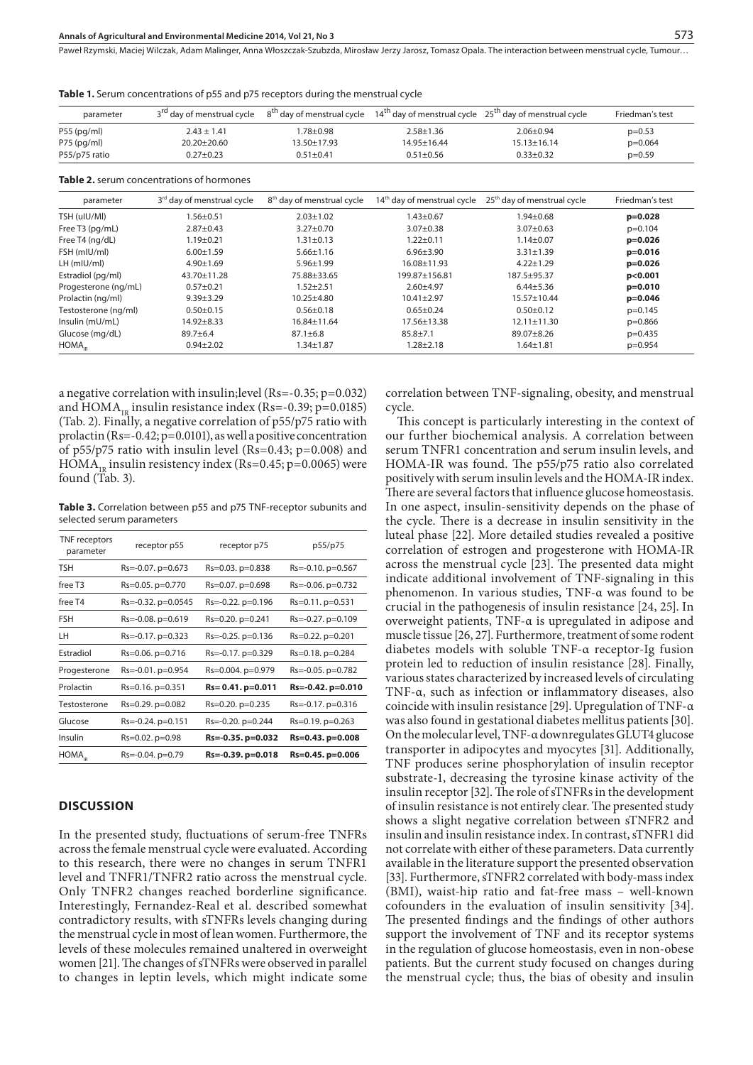**Table 1.** Serum concentrations of p55 and p75 receptors during the menstrual cycle

| parameter | 3rd day of menstrual cycle | 8th day of menstrual cycle | 14th day of menstrual cycle | 25th day of menstrual cycle | Friedman's test |
|---|---|---|---|---|---|
| P55 (pg/ml) | 2.43 ± 1.41 | 1.78±0.98 | 2.58±1.36 | 2.06±0.94 | p=0.53 |
| P75 (pg/ml) | 20.20±20.60 | 13.50±17.93 | 14.95±16.44 | 15.13±16.14 | p=0.064 |
| P55/p75 ratio | 0.27±0.23 | 0.51±0.41 | 0.51±0.56 | 0.33±0.32 | p=0.59 |

**Table 2.** serum concentrations of hormones

| parameter | 3rd day of menstrual cycle | 8th day of menstrual cycle | 14th day of menstrual cycle | 25th day of menstrual cycle | Friedman's test |
|---|---|---|---|---|---|
| TSH (uIU/Ml) | 1.56±0.51 | 2.03±1.02 | 1.43±0.67 | 1.94±0.68 | **p=0.028** |
| Free T3 (pg/mL) | 2.87±0.43 | 3.27±0.70 | 3.07±0.38 | 3.07±0.63 | p=0.104 |
| Free T4 (ng/dL) | 1.19±0.21 | 1.31±0.13 | 1.22±0.11 | 1.14±0.07 | **p=0.026** |
| FSH (mIU/ml) | 6.00±1.59 | 5.66±1.16 | 6.96±3.90 | 3.31±1.39 | **p=0.016** |
| LH (mIU/ml) | 4.90±1.69 | 5.96±1.99 | 16.08±11.93 | 4.22±1.29 | **p=0.026** |
| Estradiol (pg/ml) | 43.70±11.28 | 75.88±33.65 | 199.87±156.81 | 187.5±95.37 | **p<0.001** |
| Progesterone (ng/mL) | 0.57±0.21 | 1.52±2.51 | 2.60±4.97 | 6.44±5.36 | **p=0.010** |
| Prolactin (ng/ml) | 9.39±3.29 | 10.25±4.80 | 10.41±2.97 | 15.57±10.44 | **p=0.046** |
| Testosterone (ng/ml) | 0.50±0.15 | 0.56±0.18 | 0.65±0.24 | 0.50±0.12 | p=0.145 |
| Insulin (mU/mL) | 14.92±8.33 | 16.84±11.64 | 17.56±13.38 | 12.11±11.30 | p=0.866 |
| Glucose (mg/dL) | 89.7±6.4 | 87.1±6.8 | 85.8±7.1 | 89.07±8.26 | p=0.435 |
| $HOMA_{IR}$ | 0.94±2.02 | 1.34±1.87 | 1.28±2.18 | 1.64±1.81 | p=0.954 |

a negative correlation with insulin;level (Rs=-0.35; p=0.032) and $HOMA_{IR}$ insulin resistance index (Rs=-0.39; p=0.0185) (Tab. 2). Finally, a negative correlation of p55/p75 ratio with prolactin (Rs=-0.42; p=0.0101), as well a positive concentration of p55/p75 ratio with insulin level (Rs=0.43; p=0.008) and $HOMA_{IR}$ insulin resistency index (Rs=0.45; p=0.0065) were found (Tab. 3).

**Table 3.** Correlation between p55 and p75 TNF-receptor subunits and selected serum parameters

| TNF receptors parameter | receptor p55 | receptor p75 | p55/p75 |
|---|---|---|---|
| TSH | Rs=-0.07. p=0.673 | Rs=0.03. p=0.838 | Rs=-0.10. p=0.567 |
| free T3 | Rs=0.05. p=0.770 | Rs=0.07. p=0.698 | Rs=-0.06. p=0.732 |
| free T4 | Rs=-0.32. p=0.0545 | Rs=-0.22. p=0.196 | Rs=0.11. p=0.531 |
| FSH | Rs=-0.08. p=0.619 | Rs=0.20. p=0.241 | Rs=-0.27. p=0.109 |
| LH | Rs=-0.17. p=0.323 | Rs=-0.25. p=0.136 | Rs=0.22. p=0.201 |
| Estradiol | Rs=0.06. p=0.716 | Rs=-0.17. p=0.329 | Rs=0.18. p=0.284 |
| Progesterone | Rs=-0.01. p=0.954 | Rs=0.004. p=0.979 | Rs=-0.05. p=0.782 |
| Prolactin | Rs=0.16. p=0.351 | **Rs= 0.41. p=0.011** | **Rs=-0.42. p=0.010** |
| Testosterone | Rs=0.29. p=0.082 | Rs=0.20. p=0.235 | Rs=-0.17. p=0.316 |
| Glucose | Rs=-0.24. p=0.151 | Rs=-0.20. p=0.244 | Rs=0.19. p=0.263 |
| Insulin | Rs=0.02. p=0.98 | **Rs=-0.35. p=0.032** | **Rs=0.43. p=0.008** |
| $HOMA_{IR}$ | Rs=-0.04. p=0.79 | **Rs=-0.39. p=0.018** | **Rs=0.45. p=0.006** |

## DISCUSSION

In the presented study, fluctuations of serum-free TNFRs across the female menstrual cycle were evaluated. According to this research, there were no changes in serum TNFR1 level and TNFR1/TNFR2 ratio across the menstrual cycle. Only TNFR2 changes reached borderline significance. Interestingly, Fernandez-Real et al. described somewhat contradictory results, with sTNFRs levels changing during the menstrual cycle in most of lean women. Furthermore, the levels of these molecules remained unaltered in overweight women [21]. The changes of sTNFRs were observed in parallel to changes in leptin levels, which might indicate some correlation between TNF-signaling, obesity, and menstrual cycle.

This concept is particularly interesting in the context of our further biochemical analysis. A correlation between serum TNFR1 concentration and serum insulin levels, and HOMA-IR was found. The p55/p75 ratio also correlated positively with serum insulin levels and the HOMA-IR index. There are several factors that influence glucose homeostasis. In one aspect, insulin-sensitivity depends on the phase of the cycle. There is a decrease in insulin sensitivity in the luteal phase [22]. More detailed studies revealed a positive correlation of estrogen and progesterone with HOMA-IR across the menstrual cycle [23]. The presented data might indicate additional involvement of TNF-signaling in this phenomenon. In various studies, TNF-α was found to be crucial in the pathogenesis of insulin resistance [24, 25]. In overweight patients, TNF-α is upregulated in adipose and muscle tissue [26, 27]. Furthermore, treatment of some rodent diabetes models with soluble TNF-α receptor-Ig fusion protein led to reduction of insulin resistance [28]. Finally, various states characterized by increased levels of circulating TNF-α, such as infection or inflammatory diseases, also coincide with insulin resistance [29]. Upregulation of TNF-α was also found in gestational diabetes mellitus patients [30]. On the molecular level, TNF-α downregulates GLUT4 glucose transporter in adipocytes and myocytes [31]. Additionally, TNF produces serine phosphorylation of insulin receptor substrate-1, decreasing the tyrosine kinase activity of the insulin receptor [32]. The role of sTNFRs in the development of insulin resistance is not entirely clear. The presented study shows a slight negative correlation between sTNFR2 and insulin and insulin resistance index. In contrast, sTNFR1 did not correlate with either of these parameters. Data currently available in the literature support the presented observation [33]. Furthermore, sTNFR2 correlated with body-mass index (BMI), waist-hip ratio and fat-free mass – well-known cofounders in the evaluation of insulin sensitivity [34]. The presented findings and the findings of other authors support the involvement of TNF and its receptor systems in the regulation of glucose homeostasis, even in non-obese patients. But the current study focused on changes during the menstrual cycle; thus, the bias of obesity and insulin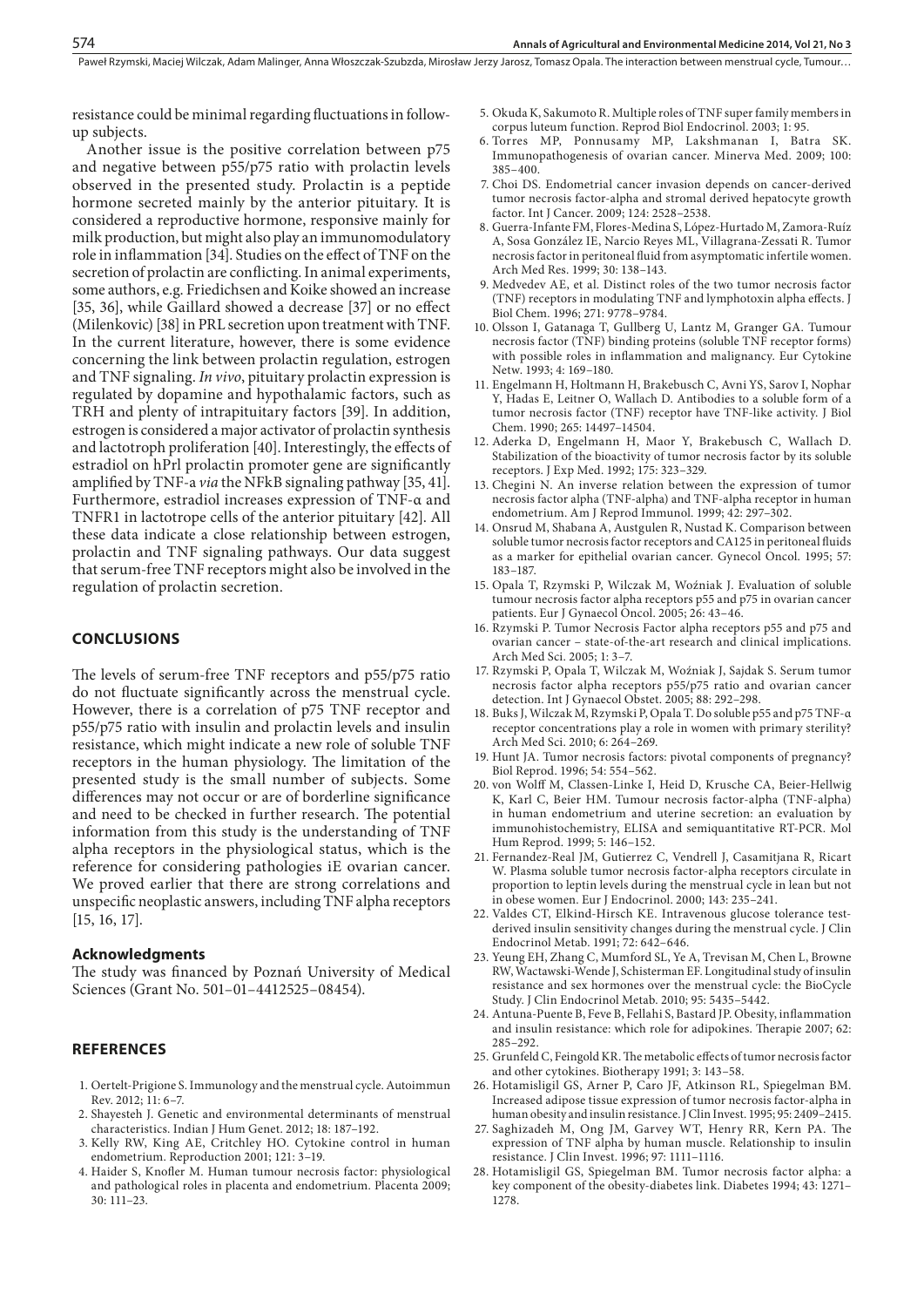resistance could be minimal regarding fluctuations in follow-up subjects.

Another issue is the positive correlation between p75 and negative between p55/p75 ratio with prolactin levels observed in the presented study. Prolactin is a peptide hormone secreted mainly by the anterior pituitary. It is considered a reproductive hormone, responsive mainly for milk production, but might also play an immunomodulatory role in inflammation [34]. Studies on the effect of TNF on the secretion of prolactin are conflicting. In animal experiments, some authors, e.g. Friedichsen and Koike showed an increase [35, 36], while Gaillard showed a decrease [37] or no effect (Milenkovic) [38] in PRL secretion upon treatment with TNF. In the current literature, however, there is some evidence concerning the link between prolactin regulation, estrogen and TNF signaling. *In vivo*, pituitary prolactin expression is regulated by dopamine and hypothalamic factors, such as TRH and plenty of intrapituitary factors [39]. In addition, estrogen is considered a major activator of prolactin synthesis and lactotroph proliferation [40]. Interestingly, the effects of estradiol on hPrl prolactin promoter gene are significantly amplified by TNF-a *via* the NFkB signaling pathway [35, 41]. Furthermore, estradiol increases expression of TNF-α and TNFR1 in lactotrope cells of the anterior pituitary [42]. All these data indicate a close relationship between estrogen, prolactin and TNF signaling pathways. Our data suggest that serum-free TNF receptors might also be involved in the regulation of prolactin secretion.

## CONCLUSIONS

The levels of serum-free TNF receptors and p55/p75 ratio do not fluctuate significantly across the menstrual cycle. However, there is a correlation of p75 TNF receptor and p55/p75 ratio with insulin and prolactin levels and insulin resistance, which might indicate a new role of soluble TNF receptors in the human physiology. The limitation of the presented study is the small number of subjects. Some differences may not occur or are of borderline significance and need to be checked in further research. The potential information from this study is the understanding of TNF alpha receptors in the physiological status, which is the reference for considering pathologies iE ovarian cancer. We proved earlier that there are strong correlations and unspecific neoplastic answers, including TNF alpha receptors [15, 16, 17].

### Acknowledgments

The study was financed by Poznań University of Medical Sciences (Grant No. 501–01–4412525–08454).

## REFERENCES

1. Oertelt-Prigione S. Immunology and the menstrual cycle. Autoimmun Rev. 2012; 11: 6–7.
2. Shayesteh J. Genetic and environmental determinants of menstrual characteristics. Indian J Hum Genet. 2012; 18: 187–192.
3. Kelly RW, King AE, Critchley HO. Cytokine control in human endometrium. Reproduction 2001; 121: 3–19.
4. Haider S, Knofler M. Human tumour necrosis factor: physiological and pathological roles in placenta and endometrium. Placenta 2009; 30: 111–23.
5. Okuda K, Sakumoto R. Multiple roles of TNF super family members in corpus luteum function. Reprod Biol Endocrinol. 2003; 1: 95.
6. Torres MP, Ponnusamy MP, Lakshmanan I, Batra SK. Immunopathogenesis of ovarian cancer. Minerva Med. 2009; 100: 385–400.
7. Choi DS. Endometrial cancer invasion depends on cancer-derived tumor necrosis factor-alpha and stromal derived hepatocyte growth factor. Int J Cancer. 2009; 124: 2528–2538.
8. Guerra-Infante FM, Flores-Medina S, López-Hurtado M, Zamora-Ruíz A, Sosa González IE, Narcio Reyes ML, Villagrana-Zessati R. Tumor necrosis factor in peritoneal fluid from asymptomatic infertile women. Arch Med Res. 1999; 30: 138–143.
9. Medvedev AE, et al. Distinct roles of the two tumor necrosis factor (TNF) receptors in modulating TNF and lymphotoxin alpha effects. J Biol Chem. 1996; 271: 9778–9784.
10. Olsson I, Gatanaga T, Gullberg U, Lantz M, Granger GA. Tumour necrosis factor (TNF) binding proteins (soluble TNF receptor forms) with possible roles in inflammation and malignancy. Eur Cytokine Netw. 1993; 4: 169–180.
11. Engelmann H, Holtmann H, Brakebusch C, Avni YS, Sarov I, Nophar Y, Hadas E, Leitner O, Wallach D. Antibodies to a soluble form of a tumor necrosis factor (TNF) receptor have TNF-like activity. J Biol Chem. 1990; 265: 14497–14504.
12. Aderka D, Engelmann H, Maor Y, Brakebusch C, Wallach D. Stabilization of the bioactivity of tumor necrosis factor by its soluble receptors. J Exp Med. 1992; 175: 323–329.
13. Chegini N. An inverse relation between the expression of tumor necrosis factor alpha (TNF-alpha) and TNF-alpha receptor in human endometrium. Am J Reprod Immunol. 1999; 42: 297–302.
14. Onsrud M, Shabana A, Austgulen R, Nustad K. Comparison between soluble tumor necrosis factor receptors and CA125 in peritoneal fluids as a marker for epithelial ovarian cancer. Gynecol Oncol. 1995; 57: 183–187.
15. Opala T, Rzymski P, Wilczak M, Woźniak J. Evaluation of soluble tumour necrosis factor alpha receptors p55 and p75 in ovarian cancer patients. Eur J Gynaecol Oncol. 2005; 26: 43–46.
16. Rzymski P. Tumor Necrosis Factor alpha receptors p55 and p75 and ovarian cancer – state-of-the-art research and clinical implications. Arch Med Sci. 2005; 1: 3–7.
17. Rzymski P, Opala T, Wilczak M, Woźniak J, Sajdak S. Serum tumor necrosis factor alpha receptors p55/p75 ratio and ovarian cancer detection. Int J Gynaecol Obstet. 2005; 88: 292–298.
18. Buks J, Wilczak M, Rzymski P, Opala T. Do soluble p55 and p75 TNF-α receptor concentrations play a role in women with primary sterility? Arch Med Sci. 2010; 6: 264–269.
19. Hunt JA. Tumor necrosis factors: pivotal components of pregnancy? Biol Reprod. 1996; 54: 554–562.
20. von Wolff M, Classen-Linke I, Heid D, Krusche CA, Beier-Hellwig K, Karl C, Beier HM. Tumour necrosis factor-alpha (TNF-alpha) in human endometrium and uterine secretion: an evaluation by immunohistochemistry, ELISA and semiquantitative RT-PCR. Mol Hum Reprod. 1999; 5: 146–152.
21. Fernandez-Real JM, Gutierrez C, Vendrell J, Casamitjana R, Ricart W. Plasma soluble tumor necrosis factor-alpha receptors circulate in proportion to leptin levels during the menstrual cycle in lean but not in obese women. Eur J Endocrinol. 2000; 143: 235–241.
22. Valdes CT, Elkind-Hirsch KE. Intravenous glucose tolerance test-derived insulin sensitivity changes during the menstrual cycle. J Clin Endocrinol Metab. 1991; 72: 642–646.
23. Yeung EH, Zhang C, Mumford SL, Ye A, Trevisan M, Chen L, Browne RW, Wactawski-Wende J, Schisterman EF. Longitudinal study of insulin resistance and sex hormones over the menstrual cycle: the BioCycle Study. J Clin Endocrinol Metab. 2010; 95: 5435–5442.
24. Antuna-Puente B, Feve B, Fellahi S, Bastard JP. Obesity, inflammation and insulin resistance: which role for adipokines. Therapie 2007; 62: 285–292.
25. Grunfeld C, Feingold KR. The metabolic effects of tumor necrosis factor and other cytokines. Biotherapy 1991; 3: 143–58.
26. Hotamisligil GS, Arner P, Caro JF, Atkinson RL, Spiegelman BM. Increased adipose tissue expression of tumor necrosis factor-alpha in human obesity and insulin resistance. J Clin Invest. 1995; 95: 2409–2415.
27. Saghizadeh M, Ong JM, Garvey WT, Henry RR, Kern PA. The expression of TNF alpha by human muscle. Relationship to insulin resistance. J Clin Invest. 1996; 97: 1111–1116.
28. Hotamisligil GS, Spiegelman BM. Tumor necrosis factor alpha: a key component of the obesity-diabetes link. Diabetes 1994; 43: 1271–1278.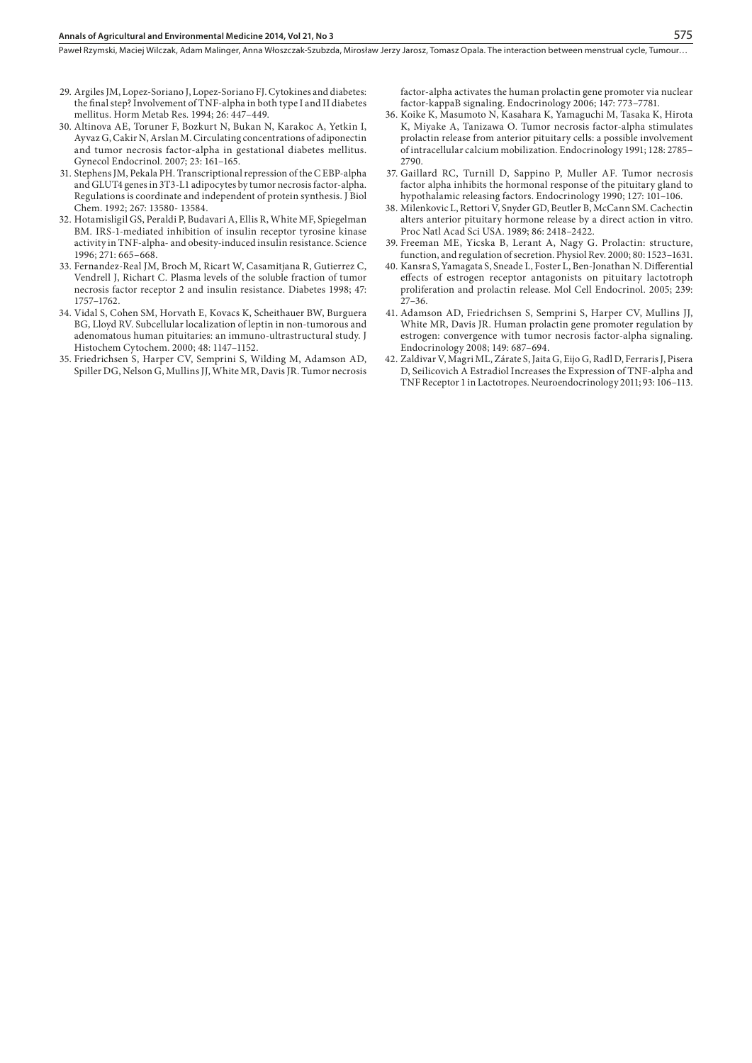29. Argiles JM, Lopez-Soriano J, Lopez-Soriano FJ. Cytokines and diabetes: the final step? Involvement of TNF-alpha in both type I and II diabetes mellitus. Horm Metab Res. 1994; 26: 447–449.
30. Altinova AE, Toruner F, Bozkurt N, Bukan N, Karakoc A, Yetkin I, Ayvaz G, Cakir N, Arslan M. Circulating concentrations of adiponectin and tumor necrosis factor-alpha in gestational diabetes mellitus. Gynecol Endocrinol. 2007; 23: 161–165.
31. Stephens JM, Pekala PH. Transcriptional repression of the C EBP-alpha and GLUT4 genes in 3T3-L1 adipocytes by tumor necrosis factor-alpha. Regulations is coordinate and independent of protein synthesis. J Biol Chem. 1992; 267: 13580- 13584.
32. Hotamisligil GS, Peraldi P, Budavari A, Ellis R, White MF, Spiegelman BM. IRS-1-mediated inhibition of insulin receptor tyrosine kinase activity in TNF-alpha- and obesity-induced insulin resistance. Science 1996; 271: 665–668.
33. Fernandez-Real JM, Broch M, Ricart W, Casamitjana R, Gutierrez C, Vendrell J, Richart C. Plasma levels of the soluble fraction of tumor necrosis factor receptor 2 and insulin resistance. Diabetes 1998; 47: 1757–1762.
34. Vidal S, Cohen SM, Horvath E, Kovacs K, Scheithauer BW, Burguera BG, Lloyd RV. Subcellular localization of leptin in non-tumorous and adenomatous human pituitaries: an immuno-ultrastructural study. J Histochem Cytochem. 2000; 48: 1147–1152.
35. Friedrichsen S, Harper CV, Semprini S, Wilding M, Adamson AD, Spiller DG, Nelson G, Mullins JJ, White MR, Davis JR. Tumor necrosis factor-alpha activates the human prolactin gene promoter via nuclear factor-kappaB signaling. Endocrinology 2006; 147: 773–7781.
36. Koike K, Masumoto N, Kasahara K, Yamaguchi M, Tasaka K, Hirota K, Miyake A, Tanizawa O. Tumor necrosis factor-alpha stimulates prolactin release from anterior pituitary cells: a possible involvement of intracellular calcium mobilization. Endocrinology 1991; 128: 2785–2790.
37. Gaillard RC, Turnill D, Sappino P, Muller AF. Tumor necrosis factor alpha inhibits the hormonal response of the pituitary gland to hypothalamic releasing factors. Endocrinology 1990; 127: 101–106.
38. Milenkovic L, Rettori V, Snyder GD, Beutler B, McCann SM. Cachectin alters anterior pituitary hormone release by a direct action in vitro. Proc Natl Acad Sci USA. 1989; 86: 2418–2422.
39. Freeman ME, Yicska B, Lerant A, Nagy G. Prolactin: structure, function, and regulation of secretion. Physiol Rev. 2000; 80: 1523–1631.
40. Kansra S, Yamagata S, Sneade L, Foster L, Ben-Jonathan N. Differential effects of estrogen receptor antagonists on pituitary lactotroph proliferation and prolactin release. Mol Cell Endocrinol. 2005; 239: 27–36.
41. Adamson AD, Friedrichsen S, Semprini S, Harper CV, Mullins JJ, White MR, Davis JR. Human prolactin gene promoter regulation by estrogen: convergence with tumor necrosis factor-alpha signaling. Endocrinology 2008; 149: 687–694.
42. Zaldivar V, Magri ML, Zárate S, Jaita G, Eijo G, Radl D, Ferraris J, Pisera D, Seilicovich A Estradiol Increases the Expression of TNF-alpha and TNF Receptor 1 in Lactotropes. Neuroendocrinology 2011; 93: 106–113.